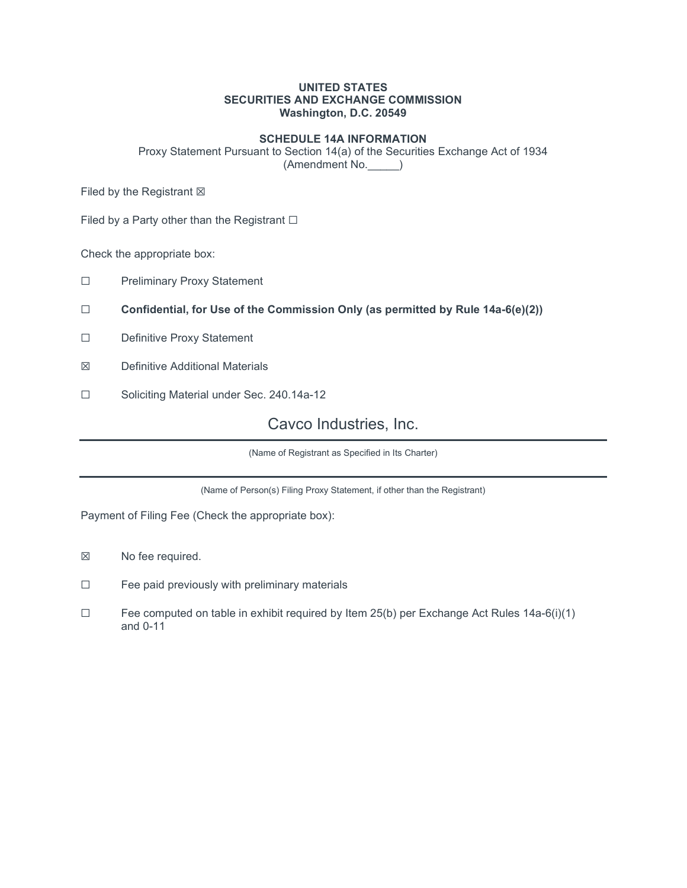**UNITED STATES**
**SECURITIES AND EXCHANGE COMMISSION**
**Washington, D.C. 20549**

**SCHEDULE 14A INFORMATION**
Proxy Statement Pursuant to Section 14(a) of the Securities Exchange Act of 1934
(Amendment No.\_\_\_\_\_)

Filed by the Registrant ☒

Filed by a Party other than the Registrant ☐

Check the appropriate box:

☐ Preliminary Proxy Statement

☐ **Confidential, for Use of the Commission Only (as permitted by Rule 14a-6(e)(2))**

☐ Definitive Proxy Statement

☒ Definitive Additional Materials

☐ Soliciting Material under Sec. 240.14a-12

Cavco Industries, Inc.

(Name of Registrant as Specified in Its Charter)

(Name of Person(s) Filing Proxy Statement, if other than the Registrant)

Payment of Filing Fee (Check the appropriate box):

☒ No fee required.

☐ Fee paid previously with preliminary materials

☐ Fee computed on table in exhibit required by Item 25(b) per Exchange Act Rules 14a-6(i)(1) and 0-11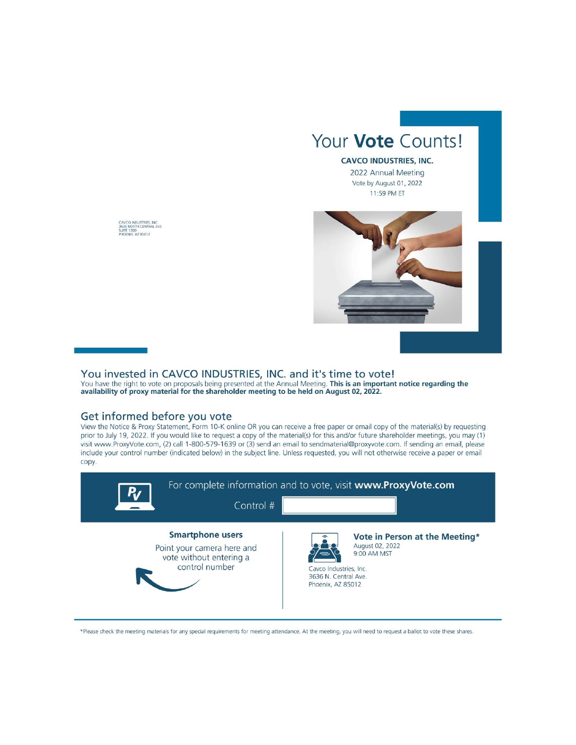CAVCO INDUSTRIES, INC
3636 NORTH CENTRAL AVE
SUITE 1200
PHOENIX, AZ 85012

# Your **Vote** Counts!

**CAVCO INDUSTRIES, INC.**

2022 Annual Meeting

Vote by August 01, 2022

11:59 PM ET

## You invested in CAVCO INDUSTRIES, INC. and it's time to vote!

You have the right to vote on proposals being presented at the Annual Meeting. **This is an important notice regarding the availability of proxy material for the shareholder meeting to be held on August 02, 2022.**

## Get informed before you vote

View the Notice & Proxy Statement, Form 10-K online OR you can receive a free paper or email copy of the material(s) by requesting prior to July 19, 2022. If you would like to request a copy of the material(s) for this and/or future shareholder meetings, you may (1) visit www.ProxyVote.com, (2) call 1-800-579-1639 or (3) send an email to sendmaterial@proxyvote.com. If sending an email, please include your control number (indicated below) in the subject line. Unless requested, you will not otherwise receive a paper or email copy.

For complete information and to vote, visit **www.ProxyVote.com**

Control #

**Smartphone users**

Point your camera here and vote without entering a control number

**Vote in Person at the Meeting***

August 02, 2022
9:00 AM MST

Cavco Industries, Inc.
3636 N. Central Ave.
Phoenix, AZ 85012

*Please check the meeting materials for any special requirements for meeting attendance. At the meeting, you will need to request a ballot to vote these shares.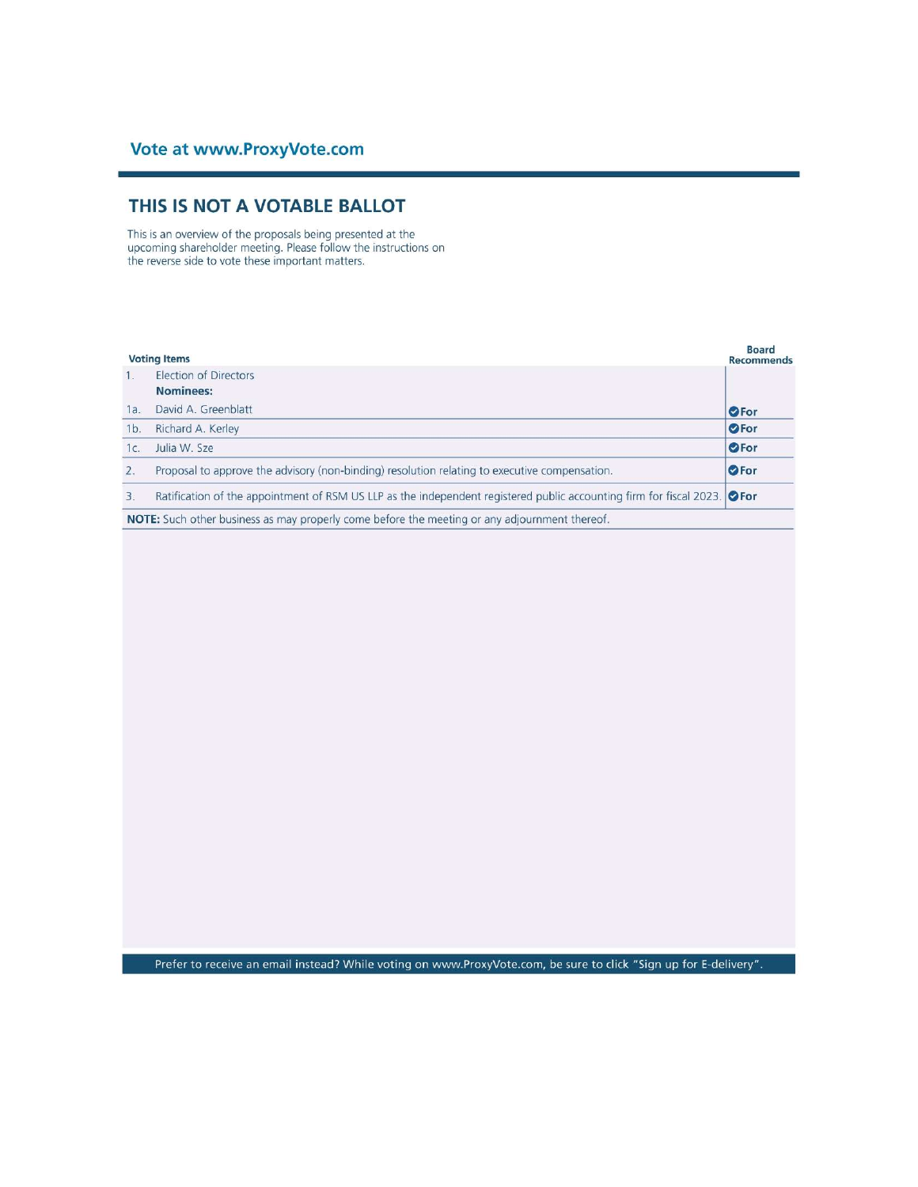Vote at www.ProxyVote.com

## THIS IS NOT A VOTABLE BALLOT

This is an overview of the proposals being presented at the upcoming shareholder meeting. Please follow the instructions on the reverse side to vote these important matters.

| Voting Items | | Board Recommends |
| --- | --- | --- |
| 1. | Election of Directors<br>**Nominees:** | |
| 1a. | David A. Greenblatt | For |
| 1b. | Richard A. Kerley | For |
| 1c. | Julia W. Sze | For |
| 2. | Proposal to approve the advisory (non-binding) resolution relating to executive compensation. | For |
| 3. | Ratification of the appointment of RSM US LLP as the independent registered public accounting firm for fiscal 2023. | For |

**NOTE:** Such other business as may properly come before the meeting or any adjournment thereof.

Prefer to receive an email instead? While voting on www.ProxyVote.com, be sure to click "Sign up for E-delivery".